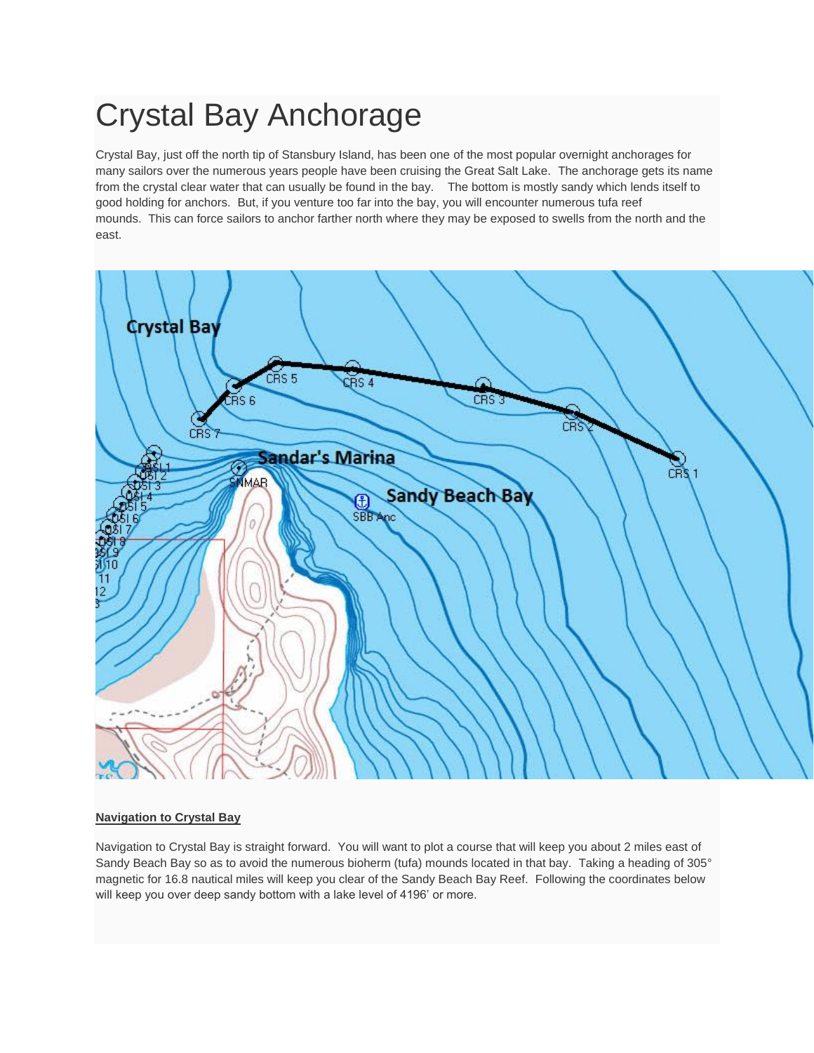# Crystal Bay Anchorage

Crystal Bay, just off the north tip of Stansbury Island, has been one of the most popular overnight anchorages for many sailors over the numerous years people have been cruising the Great Salt Lake. The anchorage gets its name from the crystal clear water that can usually be found in the bay. The bottom is mostly sandy which lends itself to good holding for anchors. But, if you venture too far into the bay, you will encounter numerous tufa reef mounds. This can force sailors to anchor farther north where they may be exposed to swells from the north and the east.

**Navigation to Crystal Bay**

Navigation to Crystal Bay is straight forward. You will want to plot a course that will keep you about 2 miles east of Sandy Beach Bay so as to avoid the numerous bioherm (tufa) mounds located in that bay. Taking a heading of 305° magnetic for 16.8 nautical miles will keep you clear of the Sandy Beach Bay Reef. Following the coordinates below will keep you over deep sandy bottom with a lake level of 4196' or more.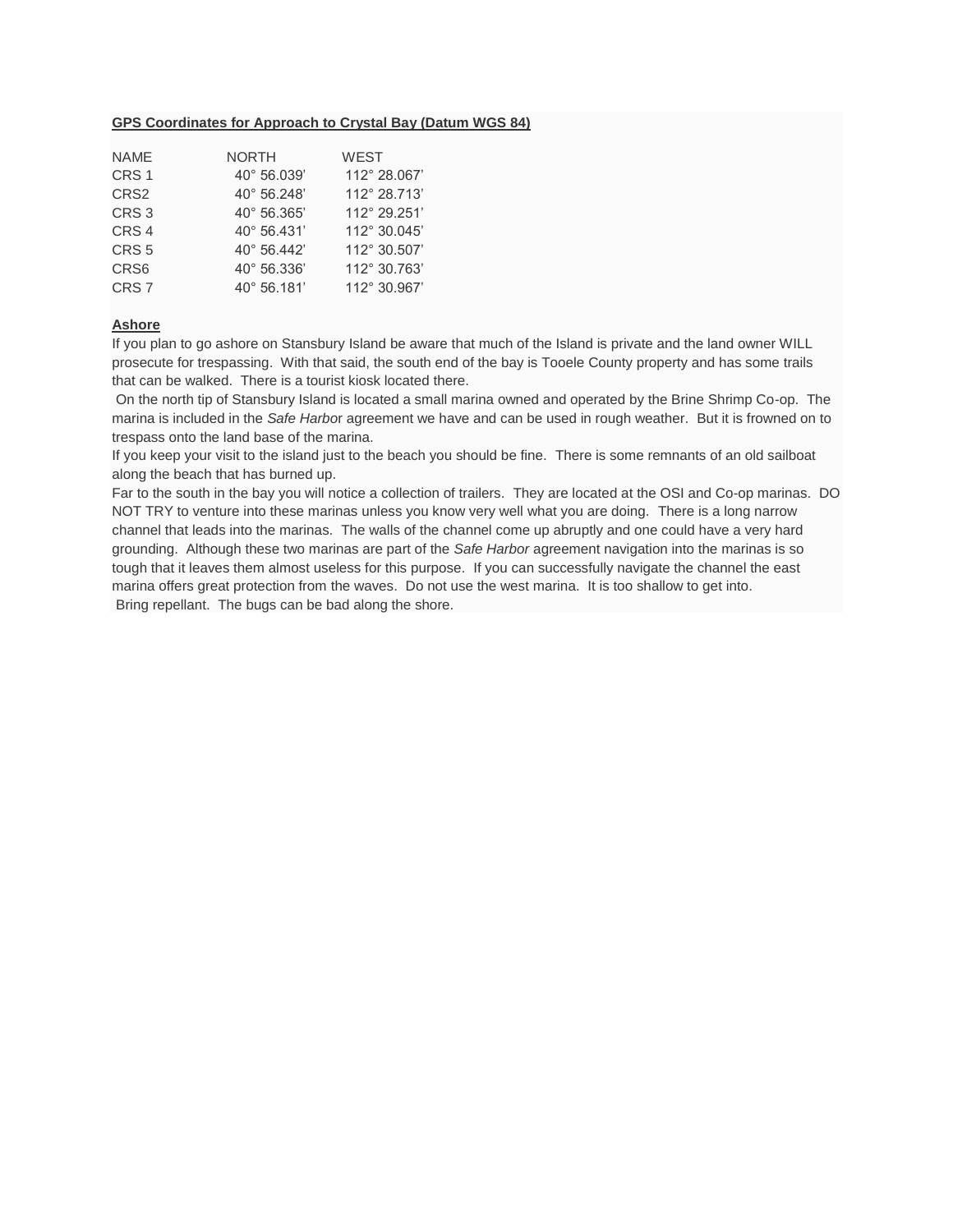**GPS Coordinates for Approach to Crystal Bay (Datum WGS 84)**

| NAME | NORTH | WEST |
|---|---|---|
| CRS 1 | 40° 56.039' | 112° 28.067' |
| CRS2 | 40° 56.248' | 112° 28.713' |
| CRS 3 | 40° 56.365' | 112° 29.251' |
| CRS 4 | 40° 56.431' | 112° 30.045' |
| CRS 5 | 40° 56.442' | 112° 30.507' |
| CRS6 | 40° 56.336' | 112° 30.763' |
| CRS 7 | 40° 56.181' | 112° 30.967' |

**Ashore**

If you plan to go ashore on Stansbury Island be aware that much of the Island is private and the land owner WILL prosecute for trespassing. With that said, the south end of the bay is Tooele County property and has some trails that can be walked. There is a tourist kiosk located there.

On the north tip of Stansbury Island is located a small marina owned and operated by the Brine Shrimp Co-op. The marina is included in the *Safe Harbo*r agreement we have and can be used in rough weather. But it is frowned on to trespass onto the land base of the marina.

If you keep your visit to the island just to the beach you should be fine. There is some remnants of an old sailboat along the beach that has burned up.

Far to the south in the bay you will notice a collection of trailers. They are located at the OSI and Co-op marinas. DO NOT TRY to venture into these marinas unless you know very well what you are doing. There is a long narrow channel that leads into the marinas. The walls of the channel come up abruptly and one could have a very hard grounding. Although these two marinas are part of the *Safe Harbor* agreement navigation into the marinas is so tough that it leaves them almost useless for this purpose. If you can successfully navigate the channel the east marina offers great protection from the waves. Do not use the west marina. It is too shallow to get into.

Bring repellant. The bugs can be bad along the shore.